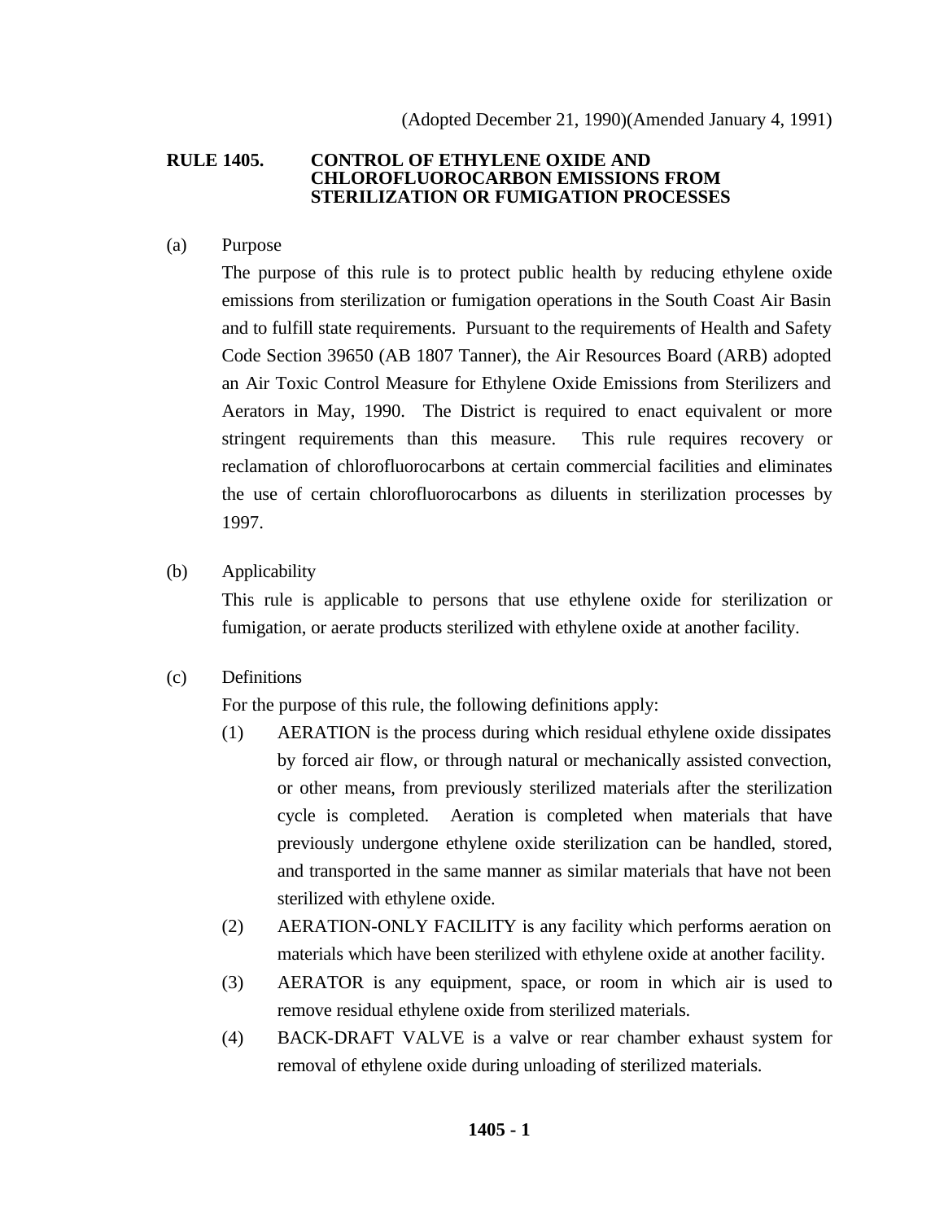(Adopted December 21, 1990)(Amended January 4, 1991)

# RULE 1405. CONTROL OF ETHYLENE OXIDE AND CHLOROFLUOROCARBON EMISSIONS FROM STERILIZATION OR FUMIGATION PROCESSES

(a) Purpose

The purpose of this rule is to protect public health by reducing ethylene oxide emissions from sterilization or fumigation operations in the South Coast Air Basin and to fulfill state requirements. Pursuant to the requirements of Health and Safety Code Section 39650 (AB 1807 Tanner), the Air Resources Board (ARB) adopted an Air Toxic Control Measure for Ethylene Oxide Emissions from Sterilizers and Aerators in May, 1990. The District is required to enact equivalent or more stringent requirements than this measure. This rule requires recovery or reclamation of chlorofluorocarbons at certain commercial facilities and eliminates the use of certain chlorofluorocarbons as diluents in sterilization processes by 1997.

(b) Applicability

This rule is applicable to persons that use ethylene oxide for sterilization or fumigation, or aerate products sterilized with ethylene oxide at another facility.

(c) Definitions

For the purpose of this rule, the following definitions apply:

(1) AERATION is the process during which residual ethylene oxide dissipates by forced air flow, or through natural or mechanically assisted convection, or other means, from previously sterilized materials after the sterilization cycle is completed. Aeration is completed when materials that have previously undergone ethylene oxide sterilization can be handled, stored, and transported in the same manner as similar materials that have not been sterilized with ethylene oxide.

(2) AERATION-ONLY FACILITY is any facility which performs aeration on materials which have been sterilized with ethylene oxide at another facility.

(3) AERATOR is any equipment, space, or room in which air is used to remove residual ethylene oxide from sterilized materials.

(4) BACK-DRAFT VALVE is a valve or rear chamber exhaust system for removal of ethylene oxide during unloading of sterilized materials.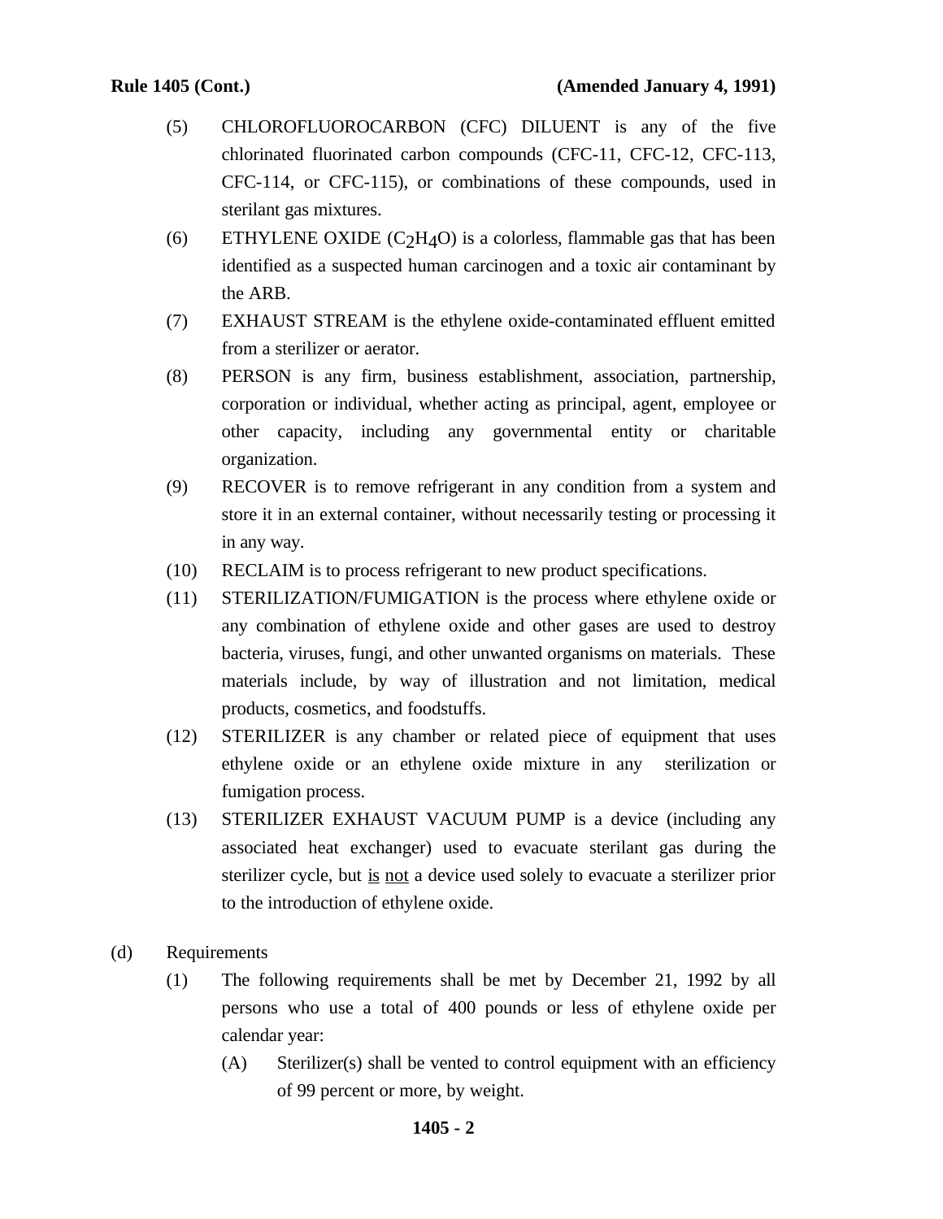(5) CHLOROFLUOROCARBON (CFC) DILUENT is any of the five chlorinated fluorinated carbon compounds (CFC-11, CFC-12, CFC-113, CFC-114, or CFC-115), or combinations of these compounds, used in sterilant gas mixtures.

(6) ETHYLENE OXIDE ($C_2H_4O$) is a colorless, flammable gas that has been identified as a suspected human carcinogen and a toxic air contaminant by the ARB.

(7) EXHAUST STREAM is the ethylene oxide-contaminated effluent emitted from a sterilizer or aerator.

(8) PERSON is any firm, business establishment, association, partnership, corporation or individual, whether acting as principal, agent, employee or other capacity, including any governmental entity or charitable organization.

(9) RECOVER is to remove refrigerant in any condition from a system and store it in an external container, without necessarily testing or processing it in any way.

(10) RECLAIM is to process refrigerant to new product specifications.

(11) STERILIZATION/FUMIGATION is the process where ethylene oxide or any combination of ethylene oxide and other gases are used to destroy bacteria, viruses, fungi, and other unwanted organisms on materials. These materials include, by way of illustration and not limitation, medical products, cosmetics, and foodstuffs.

(12) STERILIZER is any chamber or related piece of equipment that uses ethylene oxide or an ethylene oxide mixture in any sterilization or fumigation process.

(13) STERILIZER EXHAUST VACUUM PUMP is a device (including any associated heat exchanger) used to evacuate sterilant gas during the sterilizer cycle, but <u>is</u> <u>not</u> a device used solely to evacuate a sterilizer prior to the introduction of ethylene oxide.

(d) Requirements

(1) The following requirements shall be met by December 21, 1992 by all persons who use a total of 400 pounds or less of ethylene oxide per calendar year:

(A) Sterilizer(s) shall be vented to control equipment with an efficiency of 99 percent or more, by weight.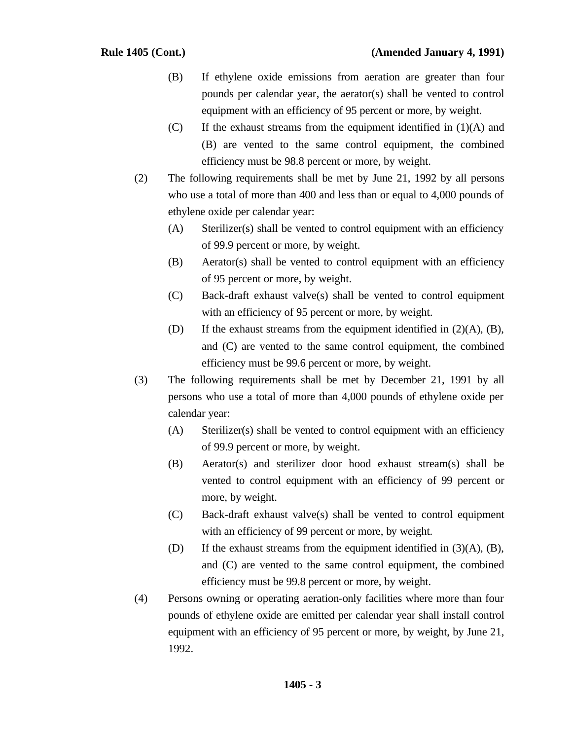(B) If ethylene oxide emissions from aeration are greater than four pounds per calendar year, the aerator(s) shall be vented to control equipment with an efficiency of 95 percent or more, by weight.

(C) If the exhaust streams from the equipment identified in (1)(A) and (B) are vented to the same control equipment, the combined efficiency must be 98.8 percent or more, by weight.

(2) The following requirements shall be met by June 21, 1992 by all persons who use a total of more than 400 and less than or equal to 4,000 pounds of ethylene oxide per calendar year:

(A) Sterilizer(s) shall be vented to control equipment with an efficiency of 99.9 percent or more, by weight.

(B) Aerator(s) shall be vented to control equipment with an efficiency of 95 percent or more, by weight.

(C) Back-draft exhaust valve(s) shall be vented to control equipment with an efficiency of 95 percent or more, by weight.

(D) If the exhaust streams from the equipment identified in (2)(A), (B), and (C) are vented to the same control equipment, the combined efficiency must be 99.6 percent or more, by weight.

(3) The following requirements shall be met by December 21, 1991 by all persons who use a total of more than 4,000 pounds of ethylene oxide per calendar year:

(A) Sterilizer(s) shall be vented to control equipment with an efficiency of 99.9 percent or more, by weight.

(B) Aerator(s) and sterilizer door hood exhaust stream(s) shall be vented to control equipment with an efficiency of 99 percent or more, by weight.

(C) Back-draft exhaust valve(s) shall be vented to control equipment with an efficiency of 99 percent or more, by weight.

(D) If the exhaust streams from the equipment identified in (3)(A), (B), and (C) are vented to the same control equipment, the combined efficiency must be 99.8 percent or more, by weight.

(4) Persons owning or operating aeration-only facilities where more than four pounds of ethylene oxide are emitted per calendar year shall install control equipment with an efficiency of 95 percent or more, by weight, by June 21, 1992.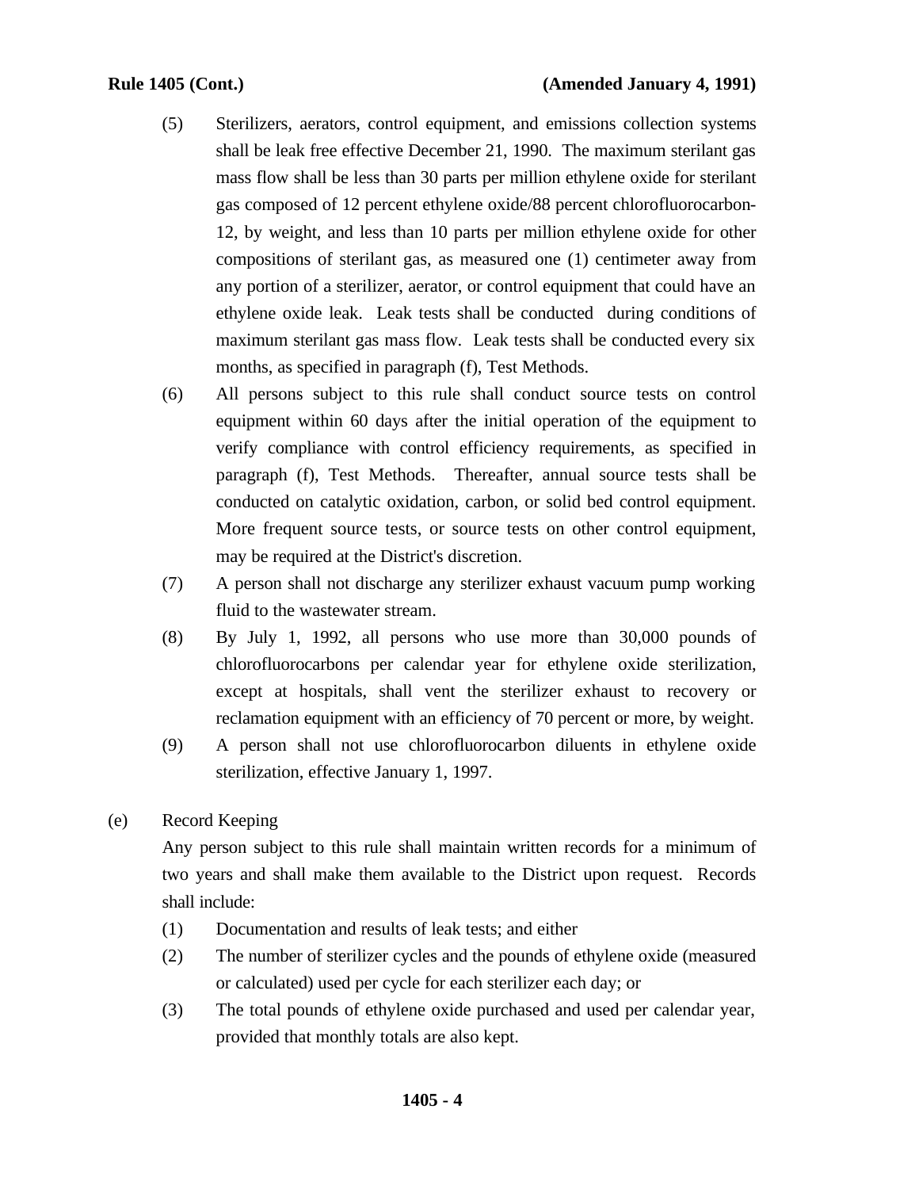(5) Sterilizers, aerators, control equipment, and emissions collection systems shall be leak free effective December 21, 1990. The maximum sterilant gas mass flow shall be less than 30 parts per million ethylene oxide for sterilant gas composed of 12 percent ethylene oxide/88 percent chlorofluorocarbon-12, by weight, and less than 10 parts per million ethylene oxide for other compositions of sterilant gas, as measured one (1) centimeter away from any portion of a sterilizer, aerator, or control equipment that could have an ethylene oxide leak. Leak tests shall be conducted during conditions of maximum sterilant gas mass flow. Leak tests shall be conducted every six months, as specified in paragraph (f), Test Methods.

(6) All persons subject to this rule shall conduct source tests on control equipment within 60 days after the initial operation of the equipment to verify compliance with control efficiency requirements, as specified in paragraph (f), Test Methods. Thereafter, annual source tests shall be conducted on catalytic oxidation, carbon, or solid bed control equipment. More frequent source tests, or source tests on other control equipment, may be required at the District's discretion.

(7) A person shall not discharge any sterilizer exhaust vacuum pump working fluid to the wastewater stream.

(8) By July 1, 1992, all persons who use more than 30,000 pounds of chlorofluorocarbons per calendar year for ethylene oxide sterilization, except at hospitals, shall vent the sterilizer exhaust to recovery or reclamation equipment with an efficiency of 70 percent or more, by weight.

(9) A person shall not use chlorofluorocarbon diluents in ethylene oxide sterilization, effective January 1, 1997.

(e) Record Keeping

Any person subject to this rule shall maintain written records for a minimum of two years and shall make them available to the District upon request. Records shall include:

(1) Documentation and results of leak tests; and either

(2) The number of sterilizer cycles and the pounds of ethylene oxide (measured or calculated) used per cycle for each sterilizer each day; or

(3) The total pounds of ethylene oxide purchased and used per calendar year, provided that monthly totals are also kept.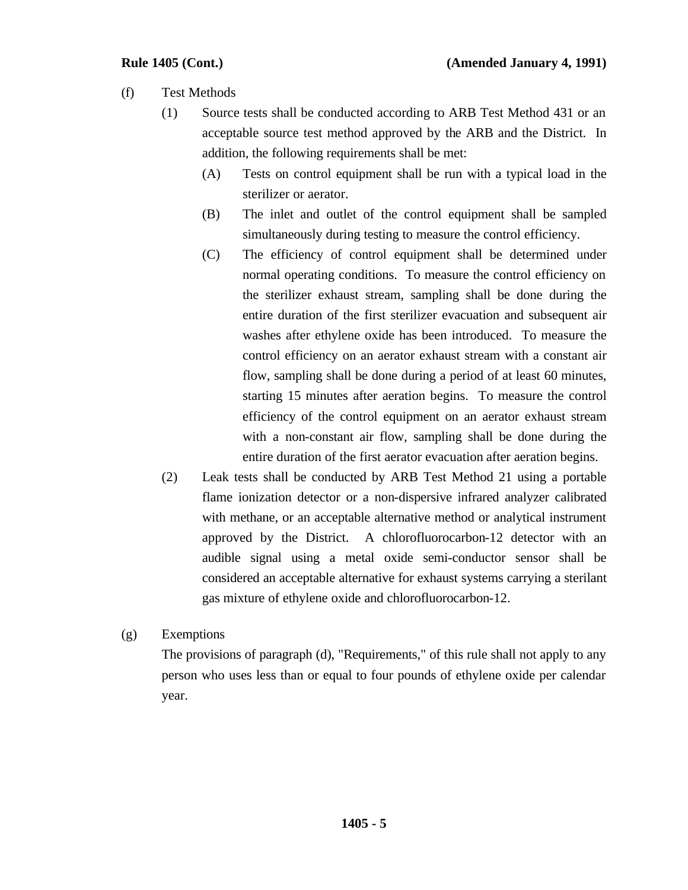(f) Test Methods

(1) Source tests shall be conducted according to ARB Test Method 431 or an acceptable source test method approved by the ARB and the District. In addition, the following requirements shall be met:

(A) Tests on control equipment shall be run with a typical load in the sterilizer or aerator.

(B) The inlet and outlet of the control equipment shall be sampled simultaneously during testing to measure the control efficiency.

(C) The efficiency of control equipment shall be determined under normal operating conditions. To measure the control efficiency on the sterilizer exhaust stream, sampling shall be done during the entire duration of the first sterilizer evacuation and subsequent air washes after ethylene oxide has been introduced. To measure the control efficiency on an aerator exhaust stream with a constant air flow, sampling shall be done during a period of at least 60 minutes, starting 15 minutes after aeration begins. To measure the control efficiency of the control equipment on an aerator exhaust stream with a non-constant air flow, sampling shall be done during the entire duration of the first aerator evacuation after aeration begins.

(2) Leak tests shall be conducted by ARB Test Method 21 using a portable flame ionization detector or a non-dispersive infrared analyzer calibrated with methane, or an acceptable alternative method or analytical instrument approved by the District. A chlorofluorocarbon-12 detector with an audible signal using a metal oxide semi-conductor sensor shall be considered an acceptable alternative for exhaust systems carrying a sterilant gas mixture of ethylene oxide and chlorofluorocarbon-12.

(g) Exemptions

The provisions of paragraph (d), "Requirements," of this rule shall not apply to any person who uses less than or equal to four pounds of ethylene oxide per calendar year.